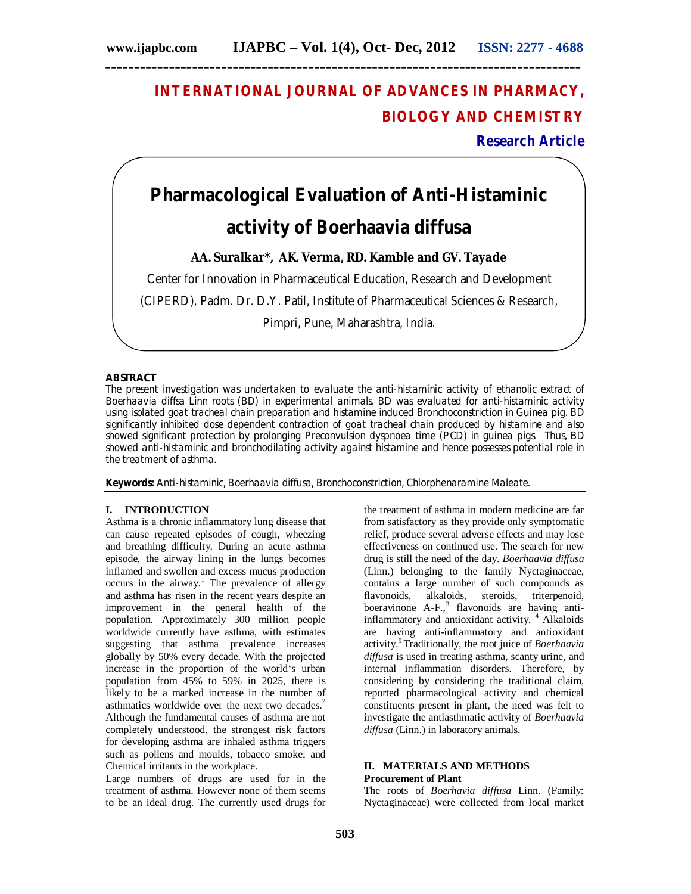# INTERNATIONAL JOURNAL OF ADVANCES IN PHARMACY, BIOLOGY AND CHEMISTRY

**Research Article**

# Pharmacological Evaluation of Anti-Histaminic activity of Boerhaavia diffusa

**AA. Suralkar\*, AK. Verma, RD. Kamble and GV. Tayade**

Center for Innovation in Pharmaceutical Education, Research and Development (CIPERD), Padm. Dr. D.Y. Patil, Institute of Pharmaceutical Sciences & Research, Pimpri, Pune, Maharashtra, India.

## ABSTRACT

The present investigation was undertaken to evaluate the anti-histaminic activity of ethanolic extract of Boerhaavia diffsa Linn roots (BD) in experimental animals. BD was evaluated for anti-histaminic activity using isolated goat tracheal chain preparation and histamine induced Bronchoconstriction in Guinea pig. BD significantly inhibited dose dependent contraction of goat tracheal chain produced by histamine and also showed significant protection by prolonging Preconvulsion dyspnoea time (PCD) in guinea pigs. Thus, BD showed anti-histaminic and bronchodilating activity against histamine and hence possesses potential role in the treatment of asthma.

**Keywords:** Anti-histaminic, Boerhaavia diffusa, Bronchoconstriction, Chlorphenaramine Maleate.

## I. INTRODUCTION

Asthma is a chronic inflammatory lung disease that can cause repeated episodes of cough, wheezing and breathing difficulty. During an acute asthma episode, the airway lining in the lungs becomes inflamed and swollen and excess mucus production occurs in the airway.[1] The prevalence of allergy and asthma has risen in the recent years despite an improvement in the general health of the population. Approximately 300 million people worldwide currently have asthma, with estimates suggesting that asthma prevalence increases globally by 50% every decade. With the projected increase in the proportion of the world's urban population from 45% to 59% in 2025, there is likely to be a marked increase in the number of asthmatics worldwide over the next two decades.[2] Although the fundamental causes of asthma are not completely understood, the strongest risk factors for developing asthma are inhaled asthma triggers such as pollens and moulds, tobacco smoke; and Chemical irritants in the workplace.

Large numbers of drugs are used for in the treatment of asthma. However none of them seems to be an ideal drug. The currently used drugs for the treatment of asthma in modern medicine are far from satisfactory as they provide only symptomatic relief, produce several adverse effects and may lose effectiveness on continued use. The search for new drug is still the need of the day. *Boerhaavia diffusa* (Linn.) belonging to the family Nyctaginaceae, contains a large number of such compounds as flavonoids, alkaloids, steroids, triterpenoid, boeravinone A-F.,[3] flavonoids are having anti-inflammatory and antioxidant activity. [4] Alkaloids are having anti-inflammatory and antioxidant activity.[5] Traditionally, the root juice of *Boerhaavia diffusa* is used in treating asthma, scanty urine, and internal inflammation disorders. Therefore, by considering by considering the traditional claim, reported pharmacological activity and chemical constituents present in plant, the need was felt to investigate the antiasthmatic activity of *Boerhaavia diffusa* (Linn.) in laboratory animals.

## II. MATERIALS AND METHODS

### Procurement of Plant

The roots of *Boerhavia diffusa* Linn. (Family: Nyctaginaceae) were collected from local market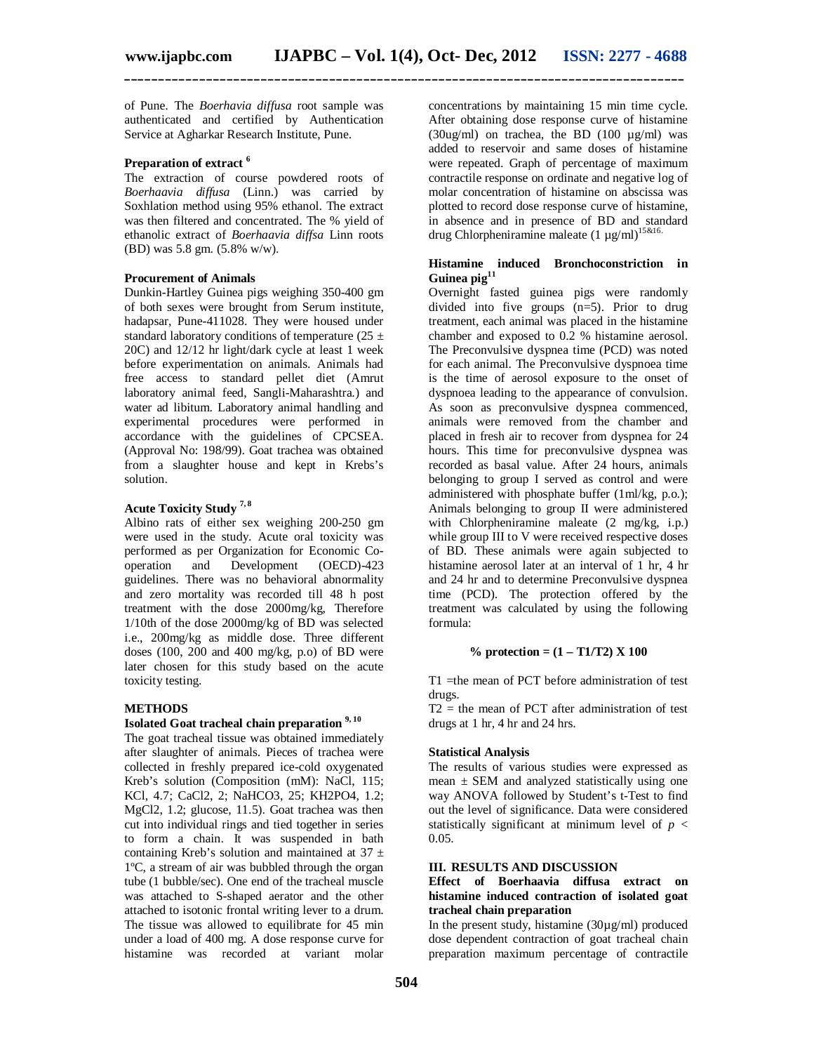of Pune. The *Boerhavia diffusa* root sample was authenticated and certified by Authentication Service at Agharkar Research Institute, Pune.

**Preparation of extract [6]**

The extraction of course powdered roots of *Boerhaavia diffusa* (Linn.) was carried by Soxhlation method using 95% ethanol. The extract was then filtered and concentrated. The % yield of ethanolic extract of *Boerhaavia diffsa* Linn roots (BD) was 5.8 gm. (5.8% w/w).

**Procurement of Animals**

Dunkin-Hartley Guinea pigs weighing 350-400 gm of both sexes were brought from Serum institute, hadapsar, Pune-411028. They were housed under standard laboratory conditions of temperature (25 ± 20C) and 12/12 hr light/dark cycle at least 1 week before experimentation on animals. Animals had free access to standard pellet diet (Amrut laboratory animal feed, Sangli-Maharashtra.) and water ad libitum. Laboratory animal handling and experimental procedures were performed in accordance with the guidelines of CPCSEA. (Approval No: 198/99). Goat trachea was obtained from a slaughter house and kept in Krebs's solution.

**Acute Toxicity Study [7, 8]**

Albino rats of either sex weighing 200-250 gm were used in the study. Acute oral toxicity was performed as per Organization for Economic Co-operation and Development (OECD)-423 guidelines. There was no behavioral abnormality and zero mortality was recorded till 48 h post treatment with the dose 2000mg/kg, Therefore 1/10th of the dose 2000mg/kg of BD was selected i.e., 200mg/kg as middle dose. Three different doses (100, 200 and 400 mg/kg, p.o) of BD were later chosen for this study based on the acute toxicity testing.

**METHODS**

**Isolated Goat tracheal chain preparation [9, 10]**

The goat tracheal tissue was obtained immediately after slaughter of animals. Pieces of trachea were collected in freshly prepared ice-cold oxygenated Kreb's solution (Composition (mM): NaCl, 115; KCl, 4.7; $CaCl_2$, 2; $NaHCO_3$, 25; $KH_2PO_4$, 1.2; $MgCl_2$, 1.2; glucose, 11.5). Goat trachea was then cut into individual rings and tied together in series to form a chain. It was suspended in bath containing Kreb's solution and maintained at 37 ± 1ºC, a stream of air was bubbled through the organ tube (1 bubble/sec). One end of the tracheal muscle was attached to S-shaped aerator and the other attached to isotonic frontal writing lever to a drum. The tissue was allowed to equilibrate for 45 min under a load of 400 mg. A dose response curve for histamine was recorded at variant molar concentrations by maintaining 15 min time cycle. After obtaining dose response curve of histamine (30ug/ml) on trachea, the BD (100 µg/ml) was added to reservoir and same doses of histamine were repeated. Graph of percentage of maximum contractile response on ordinate and negative log of molar concentration of histamine on abscissa was plotted to record dose response curve of histamine, in absence and in presence of BD and standard drug Chlorpheniramine maleate (1 µg/ml)[15&16.]

**Histamine induced Bronchoconstriction in Guinea pig[11]**

Overnight fasted guinea pigs were randomly divided into five groups (n=5). Prior to drug treatment, each animal was placed in the histamine chamber and exposed to 0.2 % histamine aerosol. The Preconvulsive dyspnea time (PCD) was noted for each animal. The Preconvulsive dyspnoea time is the time of aerosol exposure to the onset of dyspnoea leading to the appearance of convulsion. As soon as preconvulsive dyspnea commenced, animals were removed from the chamber and placed in fresh air to recover from dyspnea for 24 hours. This time for preconvulsive dyspnea was recorded as basal value. After 24 hours, animals belonging to group I served as control and were administered with phosphate buffer (1ml/kg, p.o.); Animals belonging to group II were administered with Chlorpheniramine maleate (2 mg/kg, i.p.) while group III to V were received respective doses of BD. These animals were again subjected to histamine aerosol later at an interval of 1 hr, 4 hr and 24 hr and to determine Preconvulsive dyspnea time (PCD). The protection offered by the treatment was calculated by using the following formula:

$$\% \text{ protection} = (1 - T1/T2) \times 100$$

T1 =the mean of PCT before administration of test drugs.

T2 = the mean of PCT after administration of test drugs at 1 hr, 4 hr and 24 hrs.

**Statistical Analysis**

The results of various studies were expressed as mean ± SEM and analyzed statistically using one way ANOVA followed by Student's t-Test to find out the level of significance. Data were considered statistically significant at minimum level of $p < 0.05$.

## III. RESULTS AND DISCUSSION

**Effect of Boerhaavia diffusa extract on histamine induced contraction of isolated goat tracheal chain preparation**

In the present study, histamine (30µg/ml) produced dose dependent contraction of goat tracheal chain preparation maximum percentage of contractile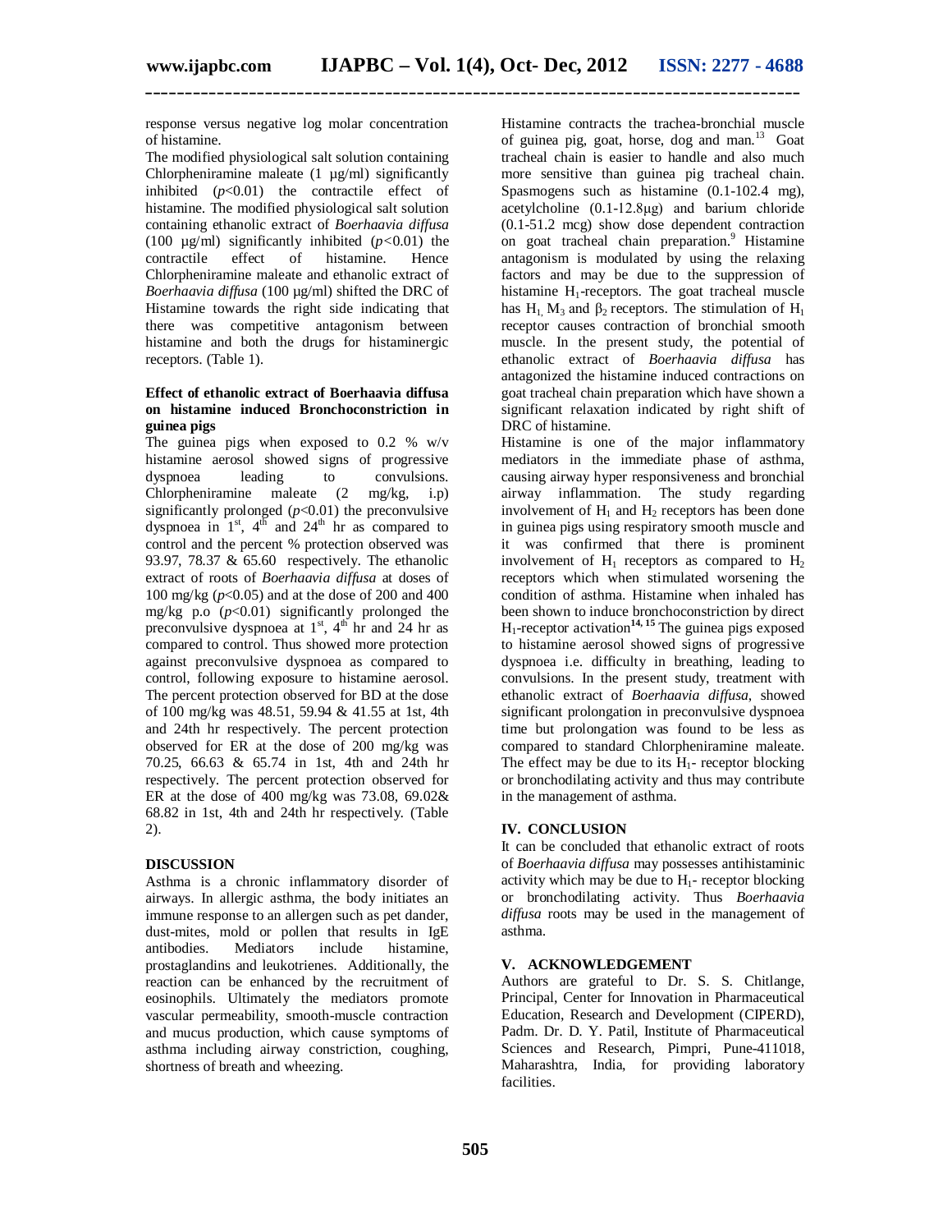response versus negative log molar concentration of histamine.

The modified physiological salt solution containing Chlorpheniramine maleate (1 µg/ml) significantly inhibited ($p$<0.01) the contractile effect of histamine. The modified physiological salt solution containing ethanolic extract of *Boerhaavia diffusa* (100 µg/ml) significantly inhibited ($p$<0.01) the contractile effect of histamine. Hence Chlorpheniramine maleate and ethanolic extract of *Boerhaavia diffusa* (100 µg/ml) shifted the DRC of Histamine towards the right side indicating that there was competitive antagonism between histamine and both the drugs for histaminergic receptors. (Table 1).

#### Effect of ethanolic extract of Boerhaavia diffusa on histamine induced Bronchoconstriction in guinea pigs

The guinea pigs when exposed to 0.2 % w/v histamine aerosol showed signs of progressive dyspnoea leading to convulsions. Chlorpheniramine maleate (2 mg/kg, i.p) significantly prolonged ($p$<0.01) the preconvulsive dyspnoea in 1st, 4th and 24th hr as compared to control and the percent % protection observed was 93.97, 78.37 & 65.60 respectively. The ethanolic extract of roots of *Boerhaavia diffusa* at doses of 100 mg/kg ($p$<0.05) and at the dose of 200 and 400 mg/kg p.o ($p$<0.01) significantly prolonged the preconvulsive dyspnoea at 1st, 4th hr and 24 hr as compared to control. Thus showed more protection against preconvulsive dyspnoea as compared to control, following exposure to histamine aerosol. The percent protection observed for BD at the dose of 100 mg/kg was 48.51, 59.94 & 41.55 at 1st, 4th and 24th hr respectively. The percent protection observed for ER at the dose of 200 mg/kg was 70.25, 66.63 & 65.74 in 1st, 4th and 24th hr respectively. The percent protection observed for ER at the dose of 400 mg/kg was 73.08, 69.02& 68.82 in 1st, 4th and 24th hr respectively. (Table 2).

#### DISCUSSION

Asthma is a chronic inflammatory disorder of airways. In allergic asthma, the body initiates an immune response to an allergen such as pet dander, dust-mites, mold or pollen that results in IgE antibodies. Mediators include histamine, prostaglandins and leukotrienes. Additionally, the reaction can be enhanced by the recruitment of eosinophils. Ultimately the mediators promote vascular permeability, smooth-muscle contraction and mucus production, which cause symptoms of asthma including airway constriction, coughing, shortness of breath and wheezing.

Histamine contracts the trachea-bronchial muscle of guinea pig, goat, horse, dog and man.[13] Goat tracheal chain is easier to handle and also much more sensitive than guinea pig tracheal chain. Spasmogens such as histamine (0.1-102.4 mg), acetylcholine (0.1-12.8µg) and barium chloride (0.1-51.2 mcg) show dose dependent contraction on goat tracheal chain preparation.[9] Histamine antagonism is modulated by using the relaxing factors and may be due to the suppression of histamine $H_1$-receptors. The goat tracheal muscle has $H_1$, $M_3$ and $\beta_2$ receptors. The stimulation of $H_1$ receptor causes contraction of bronchial smooth muscle. In the present study, the potential of ethanolic extract of *Boerhaavia diffusa* has antagonized the histamine induced contractions on goat tracheal chain preparation which have shown a significant relaxation indicated by right shift of DRC of histamine.

Histamine is one of the major inflammatory mediators in the immediate phase of asthma, causing airway hyper responsiveness and bronchial airway inflammation. The study regarding involvement of $H_1$ and $H_2$ receptors has been done in guinea pigs using respiratory smooth muscle and it was confirmed that there is prominent involvement of $H_1$ receptors as compared to $H_2$ receptors which when stimulated worsening the condition of asthma. Histamine when inhaled has been shown to induce bronchoconstriction by direct $H_1$-receptor activation[14, 15] The guinea pigs exposed to histamine aerosol showed signs of progressive dyspnoea i.e. difficulty in breathing, leading to convulsions. In the present study, treatment with ethanolic extract of *Boerhaavia diffusa*, showed significant prolongation in preconvulsive dyspnoea time but prolongation was found to be less as compared to standard Chlorpheniramine maleate. The effect may be due to its $H_1$- receptor blocking or bronchodilating activity and thus may contribute in the management of asthma.

## IV. CONCLUSION

It can be concluded that ethanolic extract of roots of *Boerhaavia diffusa* may possesses antihistaminic activity which may be due to $H_1$- receptor blocking or bronchodilating activity. Thus *Boerhaavia diffusa* roots may be used in the management of asthma.

## V. ACKNOWLEDGEMENT

Authors are grateful to Dr. S. S. Chitlange, Principal, Center for Innovation in Pharmaceutical Education, Research and Development (CIPERD), Padm. Dr. D. Y. Patil, Institute of Pharmaceutical Sciences and Research, Pimpri, Pune-411018, Maharashtra, India, for providing laboratory facilities.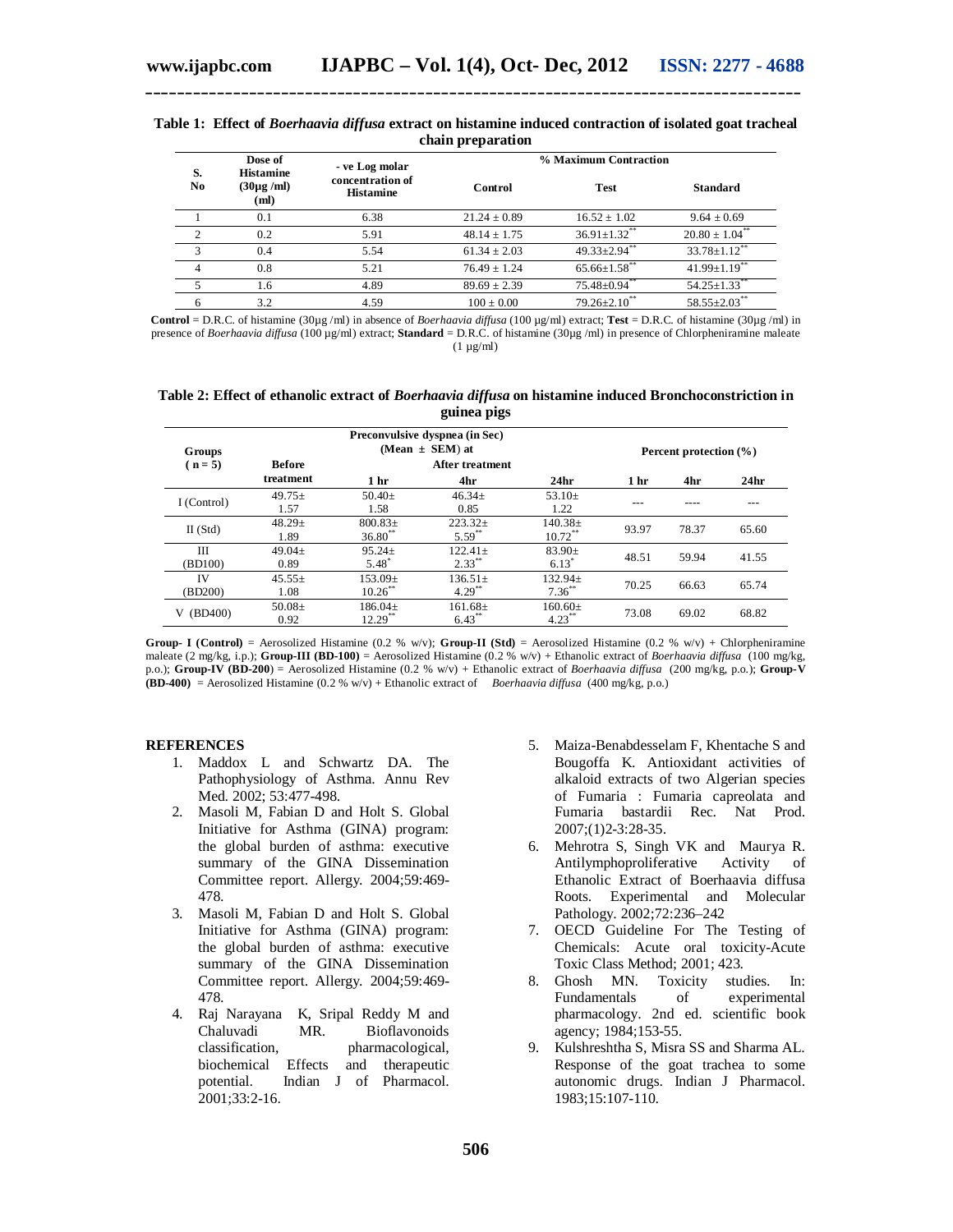**Table 1: Effect of *Boerhaavia diffusa* extract on histamine induced contraction of isolated goat tracheal chain preparation**

| S. No | Dose of Histamine (30µg /ml) (ml) | - ve Log molar concentration of Histamine | % Maximum Contraction | | |
|---|---|---|---|---|---|
| | | | Control | Test | Standard |
| 1 | 0.1 | 6.38 | 21.24 ± 0.89 | 16.52 ± 1.02 | 9.64 ± 0.69 |
| 2 | 0.2 | 5.91 | 48.14 ± 1.75 | 36.91±1.32** | 20.80 ± 1.04** |
| 3 | 0.4 | 5.54 | 61.34 ± 2.03 | 49.33±2.94** | 33.78±1.12** |
| 4 | 0.8 | 5.21 | 76.49 ± 1.24 | 65.66±1.58** | 41.99±1.19** |
| 5 | 1.6 | 4.89 | 89.69 ± 2.39 | 75.48±0.94** | 54.25±1.33** |
| 6 | 3.2 | 4.59 | 100 ± 0.00 | 79.26±2.10** | 58.55±2.03** |

**Control** = D.R.C. of histamine (30µg /ml) in absence of *Boerhaavia diffusa* (100 µg/ml) extract; **Test** = D.R.C. of histamine (30µg /ml) in presence of *Boerhaavia diffusa* (100 µg/ml) extract; **Standard** = D.R.C. of histamine (30µg /ml) in presence of Chlorpheniramine maleate (1 µg/ml)

**Table 2: Effect of ethanolic extract of *Boerhaavia diffusa* on histamine induced Bronchoconstriction in guinea pigs**

| Groups ( n = 5) | Preconvulsive dyspnea (in Sec) (Mean ± SEM) at | | | | Percent protection (%) | | |
|---|---|---|---|---|---|---|---|
| | Before treatment | After treatment 1 hr | 4hr | 24hr | 1 hr | 4hr | 24hr |
| I (Control) | 49.75± 1.57 | 50.40± 1.58 | 46.34± 0.85 | 53.10± 1.22 | --- | ---- | --- |
| II (Std) | 48.29± 1.89 | 800.83± 36.80** | 223.32± 5.59** | 140.38± 10.72** | 93.97 | 78.37 | 65.60 |
| III (BD100) | 49.04± 0.89 | 95.24± 5.48* | 122.41± 2.33** | 83.90± 6.13* | 48.51 | 59.94 | 41.55 |
| IV (BD200) | 45.55± 1.08 | 153.09± 10.26** | 136.51± 4.29** | 132.94± 7.36** | 70.25 | 66.63 | 65.74 |
| V (BD400) | 50.08± 0.92 | 186.04± 12.29** | 161.68± 6.43** | 160.60± 4.23** | 73.08 | 69.02 | 68.82 |

**Group- I (Control)** = Aerosolized Histamine (0.2 % w/v); **Group-II (Std)** = Aerosolized Histamine (0.2 % w/v) + Chlorpheniramine maleate (2 mg/kg, i.p.); **Group-III (BD-100)** = Aerosolized Histamine (0.2 % w/v) + Ethanolic extract of *Boerhaavia diffusa* (100 mg/kg, p.o.); **Group-IV (BD-200)** = Aerosolized Histamine (0.2 % w/v) + Ethanolic extract of *Boerhaavia diffusa* (200 mg/kg, p.o.); **Group-V (BD-400)** = Aerosolized Histamine (0.2 % w/v) + Ethanolic extract of *Boerhaavia diffusa* (400 mg/kg, p.o.)

## REFERENCES

1. Maddox L and Schwartz DA. The Pathophysiology of Asthma. Annu Rev Med. 2002; 53:477-498.
2. Masoli M, Fabian D and Holt S. Global Initiative for Asthma (GINA) program: the global burden of asthma: executive summary of the GINA Dissemination Committee report. Allergy. 2004;59:469-478.
3. Masoli M, Fabian D and Holt S. Global Initiative for Asthma (GINA) program: the global burden of asthma: executive summary of the GINA Dissemination Committee report. Allergy. 2004;59:469-478.
4. Raj Narayana K, Sripal Reddy M and Chaluvadi MR. Bioflavonoids classification, pharmacological, biochemical Effects and therapeutic potential. Indian J of Pharmacol. 2001;33:2-16.
5. Maiza-Benabdesselam F, Khentache S and Bougoffa K. Antioxidant activities of alkaloid extracts of two Algerian species of Fumaria : Fumaria capreolata and Fumaria bastardii Rec. Nat Prod. 2007;(1)2-3:28-35.
6. Mehrotra S, Singh VK and Maurya R. Antilymphoproliferative Activity of Ethanolic Extract of Boerhaavia diffusa Roots. Experimental and Molecular Pathology. 2002;72:236–242
7. OECD Guideline For The Testing of Chemicals: Acute oral toxicity-Acute Toxic Class Method; 2001; 423.
8. Ghosh MN. Toxicity studies. In: Fundamentals of experimental pharmacology. 2nd ed. scientific book agency; 1984;153-55.
9. Kulshreshtha S, Misra SS and Sharma AL. Response of the goat trachea to some autonomic drugs. Indian J Pharmacol. 1983;15:107-110.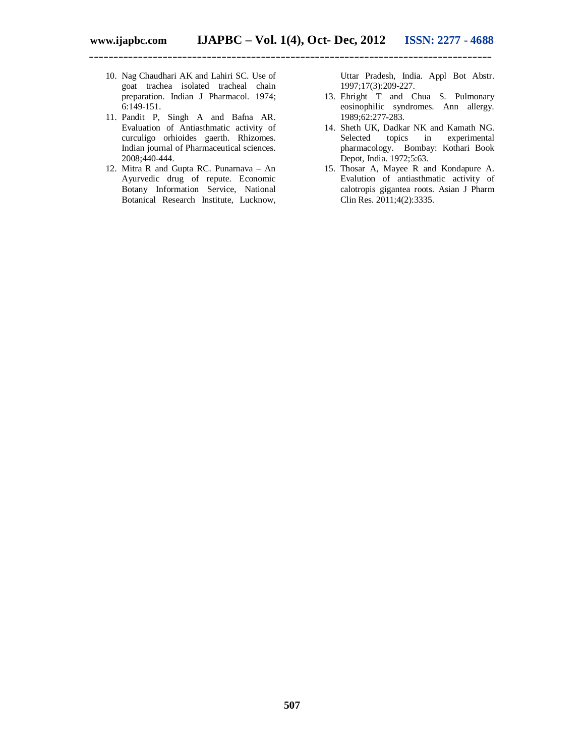10. Nag Chaudhari AK and Lahiri SC. Use of goat trachea isolated tracheal chain preparation. Indian J Pharmacol. 1974; 6:149-151.
11. Pandit P, Singh A and Bafna AR. Evaluation of Antiasthmatic activity of curculigo orhioides gaerth. Rhizomes. Indian journal of Pharmaceutical sciences. 2008;440-444.
12. Mitra R and Gupta RC. Punarnava – An Ayurvedic drug of repute. Economic Botany Information Service, National Botanical Research Institute, Lucknow, Uttar Pradesh, India. Appl Bot Abstr. 1997;17(3):209-227.
13. Ehright T and Chua S. Pulmonary eosinophilic syndromes. Ann allergy. 1989;62:277-283.
14. Sheth UK, Dadkar NK and Kamath NG. Selected topics in experimental pharmacology. Bombay: Kothari Book Depot, India. 1972;5:63.
15. Thosar A, Mayee R and Kondapure A. Evalution of antiasthmatic activity of calotropis gigantea roots. Asian J Pharm Clin Res. 2011;4(2):3335.